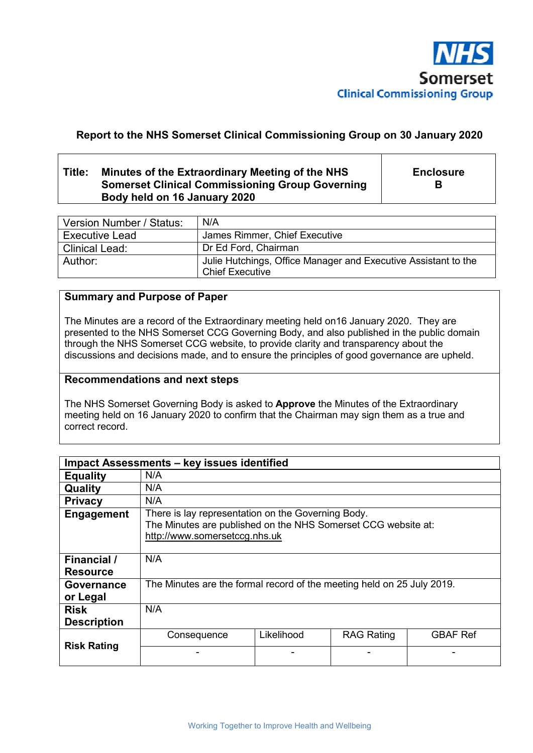NHS Somerset Clinical Commissioning Group

**Report to the NHS Somerset Clinical Commissioning Group on 30 January 2020**

| **Title:** **Minutes of the Extraordinary Meeting of the NHS Somerset Clinical Commissioning Group Governing Body held on 16 January 2020** | **Enclosure B** |
|---|---|

| Version Number / Status: | N/A |
|---|---|
| Executive Lead | James Rimmer, Chief Executive |
| Clinical Lead: | Dr Ed Ford, Chairman |
| Author: | Julie Hutchings, Office Manager and Executive Assistant to the Chief Executive |

**Summary and Purpose of Paper**

The Minutes are a record of the Extraordinary meeting held on16 January 2020. They are presented to the NHS Somerset CCG Governing Body, and also published in the public domain through the NHS Somerset CCG website, to provide clarity and transparency about the discussions and decisions made, and to ensure the principles of good governance are upheld.

**Recommendations and next steps**

The NHS Somerset Governing Body is asked to **Approve** the Minutes of the Extraordinary meeting held on 16 January 2020 to confirm that the Chairman may sign them as a true and correct record.

| **Impact Assessments – key issues identified** | | | | |
|---|---|---|---|---|
| **Equality** | N/A | | | |
| **Quality** | N/A | | | |
| **Privacy** | N/A | | | |
| **Engagement** | There is lay representation on the Governing Body. The Minutes are published on the NHS Somerset CCG website at: http://www.somersetccg.nhs.uk | | | |
| **Financial / Resource** | N/A | | | |
| **Governance or Legal** | The Minutes are the formal record of the meeting held on 25 July 2019. | | | |
| **Risk Description** | N/A | | | |
| **Risk Rating** | Consequence | Likelihood | RAG Rating | GBAF Ref |
| | - | - | - | - |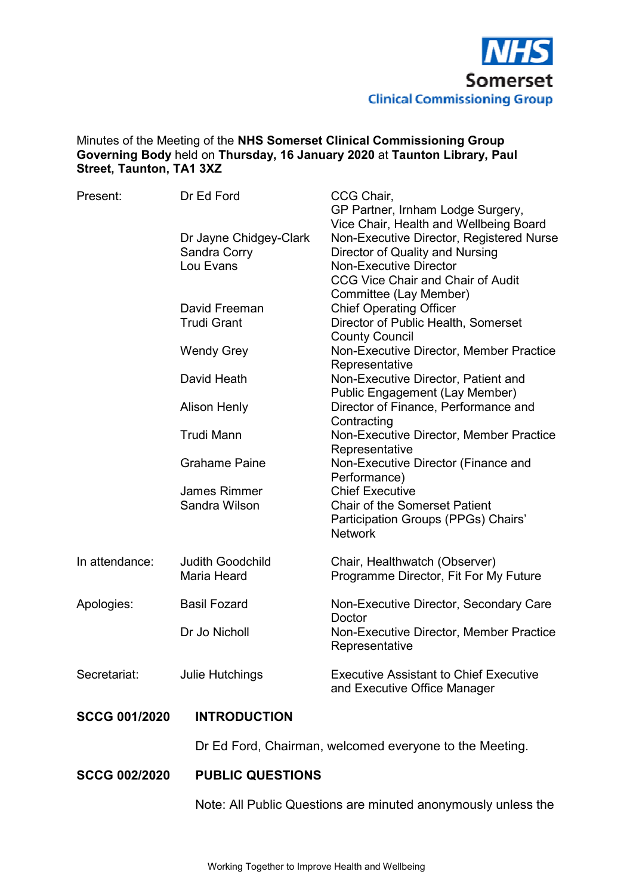Minutes of the Meeting of the **NHS Somerset Clinical Commissioning Group Governing Body** held on **Thursday, 16 January 2020** at **Taunton Library, Paul Street, Taunton, TA1 3XZ**

| | | |
|---|---|---|
| Present: | Dr Ed Ford | CCG Chair, GP Partner, Irnham Lodge Surgery, Vice Chair, Health and Wellbeing Board |
| | Dr Jayne Chidgey-Clark | Non-Executive Director, Registered Nurse |
| | Sandra Corry | Director of Quality and Nursing |
| | Lou Evans | Non-Executive Director CCG Vice Chair and Chair of Audit Committee (Lay Member) |
| | David Freeman | Chief Operating Officer |
| | Trudi Grant | Director of Public Health, Somerset County Council |
| | Wendy Grey | Non-Executive Director, Member Practice Representative |
| | David Heath | Non-Executive Director, Patient and Public Engagement (Lay Member) |
| | Alison Henly | Director of Finance, Performance and Contracting |
| | Trudi Mann | Non-Executive Director, Member Practice Representative |
| | Grahame Paine | Non-Executive Director (Finance and Performance) |
| | James Rimmer | Chief Executive |
| | Sandra Wilson | Chair of the Somerset Patient Participation Groups (PPGs) Chairs' Network |
| In attendance: | Judith Goodchild | Chair, Healthwatch (Observer) |
| | Maria Heard | Programme Director, Fit For My Future |
| Apologies: | Basil Fozard | Non-Executive Director, Secondary Care Doctor |
| | Dr Jo Nicholl | Non-Executive Director, Member Practice Representative |
| Secretariat: | Julie Hutchings | Executive Assistant to Chief Executive and Executive Office Manager |

**SCCG 001/2020 INTRODUCTION**

Dr Ed Ford, Chairman, welcomed everyone to the Meeting.

**SCCG 002/2020 PUBLIC QUESTIONS**

Note: All Public Questions are minuted anonymously unless the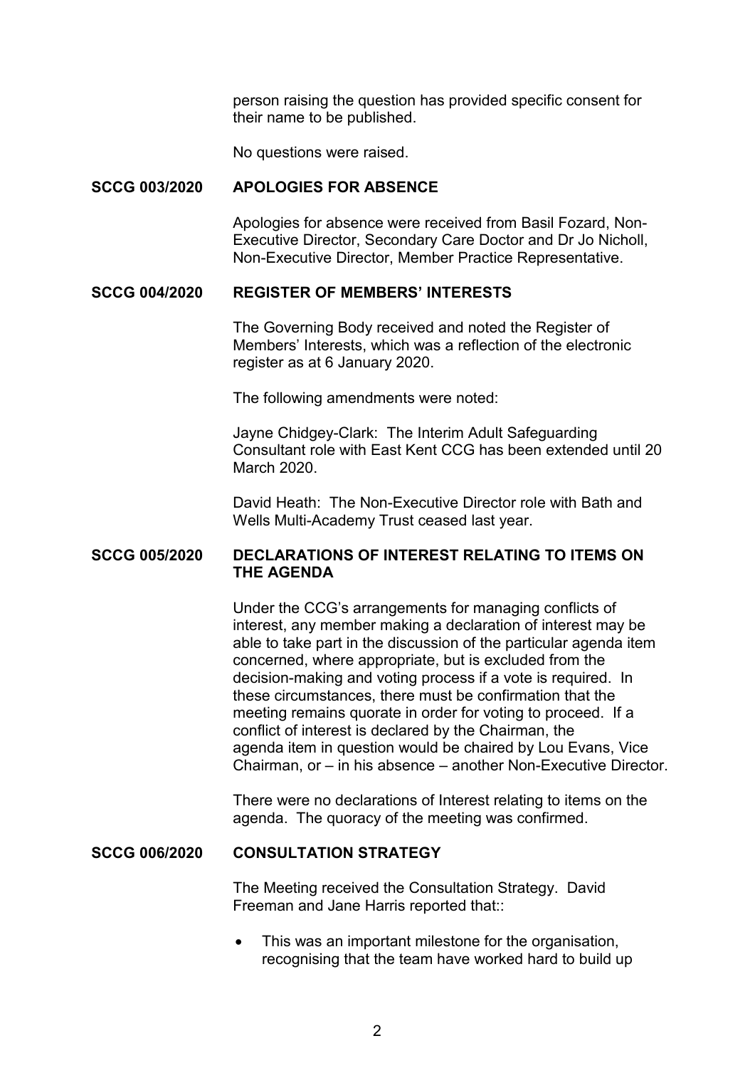person raising the question has provided specific consent for their name to be published.

No questions were raised.

**SCCG 003/2020 APOLOGIES FOR ABSENCE**

Apologies for absence were received from Basil Fozard, Non-Executive Director, Secondary Care Doctor and Dr Jo Nicholl, Non-Executive Director, Member Practice Representative.

**SCCG 004/2020 REGISTER OF MEMBERS' INTERESTS**

The Governing Body received and noted the Register of Members' Interests, which was a reflection of the electronic register as at 6 January 2020.

The following amendments were noted:

Jayne Chidgey-Clark: The Interim Adult Safeguarding Consultant role with East Kent CCG has been extended until 20 March 2020.

David Heath: The Non-Executive Director role with Bath and Wells Multi-Academy Trust ceased last year.

**SCCG 005/2020 DECLARATIONS OF INTEREST RELATING TO ITEMS ON THE AGENDA**

Under the CCG's arrangements for managing conflicts of interest, any member making a declaration of interest may be able to take part in the discussion of the particular agenda item concerned, where appropriate, but is excluded from the decision-making and voting process if a vote is required. In these circumstances, there must be confirmation that the meeting remains quorate in order for voting to proceed. If a conflict of interest is declared by the Chairman, the agenda item in question would be chaired by Lou Evans, Vice Chairman, or – in his absence – another Non-Executive Director.

There were no declarations of Interest relating to items on the agenda. The quoracy of the meeting was confirmed.

**SCCG 006/2020 CONSULTATION STRATEGY**

The Meeting received the Consultation Strategy. David Freeman and Jane Harris reported that::

- This was an important milestone for the organisation, recognising that the team have worked hard to build up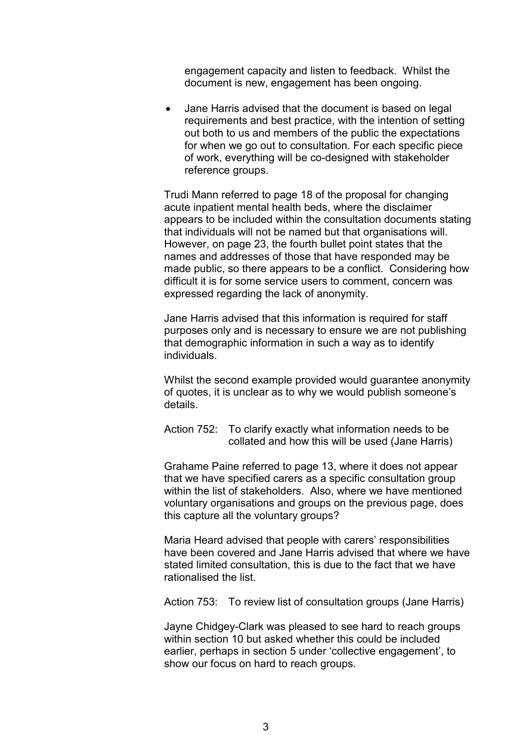engagement capacity and listen to feedback. Whilst the document is new, engagement has been ongoing.

- Jane Harris advised that the document is based on legal requirements and best practice, with the intention of setting out both to us and members of the public the expectations for when we go out to consultation. For each specific piece of work, everything will be co-designed with stakeholder reference groups.

Trudi Mann referred to page 18 of the proposal for changing acute inpatient mental health beds, where the disclaimer appears to be included within the consultation documents stating that individuals will not be named but that organisations will. However, on page 23, the fourth bullet point states that the names and addresses of those that have responded may be made public, so there appears to be a conflict. Considering how difficult it is for some service users to comment, concern was expressed regarding the lack of anonymity.

Jane Harris advised that this information is required for staff purposes only and is necessary to ensure we are not publishing that demographic information in such a way as to identify individuals.

Whilst the second example provided would guarantee anonymity of quotes, it is unclear as to why we would publish someone's details.

Action 752: To clarify exactly what information needs to be collated and how this will be used (Jane Harris)

Grahame Paine referred to page 13, where it does not appear that we have specified carers as a specific consultation group within the list of stakeholders. Also, where we have mentioned voluntary organisations and groups on the previous page, does this capture all the voluntary groups?

Maria Heard advised that people with carers' responsibilities have been covered and Jane Harris advised that where we have stated limited consultation, this is due to the fact that we have rationalised the list.

Action 753: To review list of consultation groups (Jane Harris)

Jayne Chidgey-Clark was pleased to see hard to reach groups within section 10 but asked whether this could be included earlier, perhaps in section 5 under 'collective engagement', to show our focus on hard to reach groups.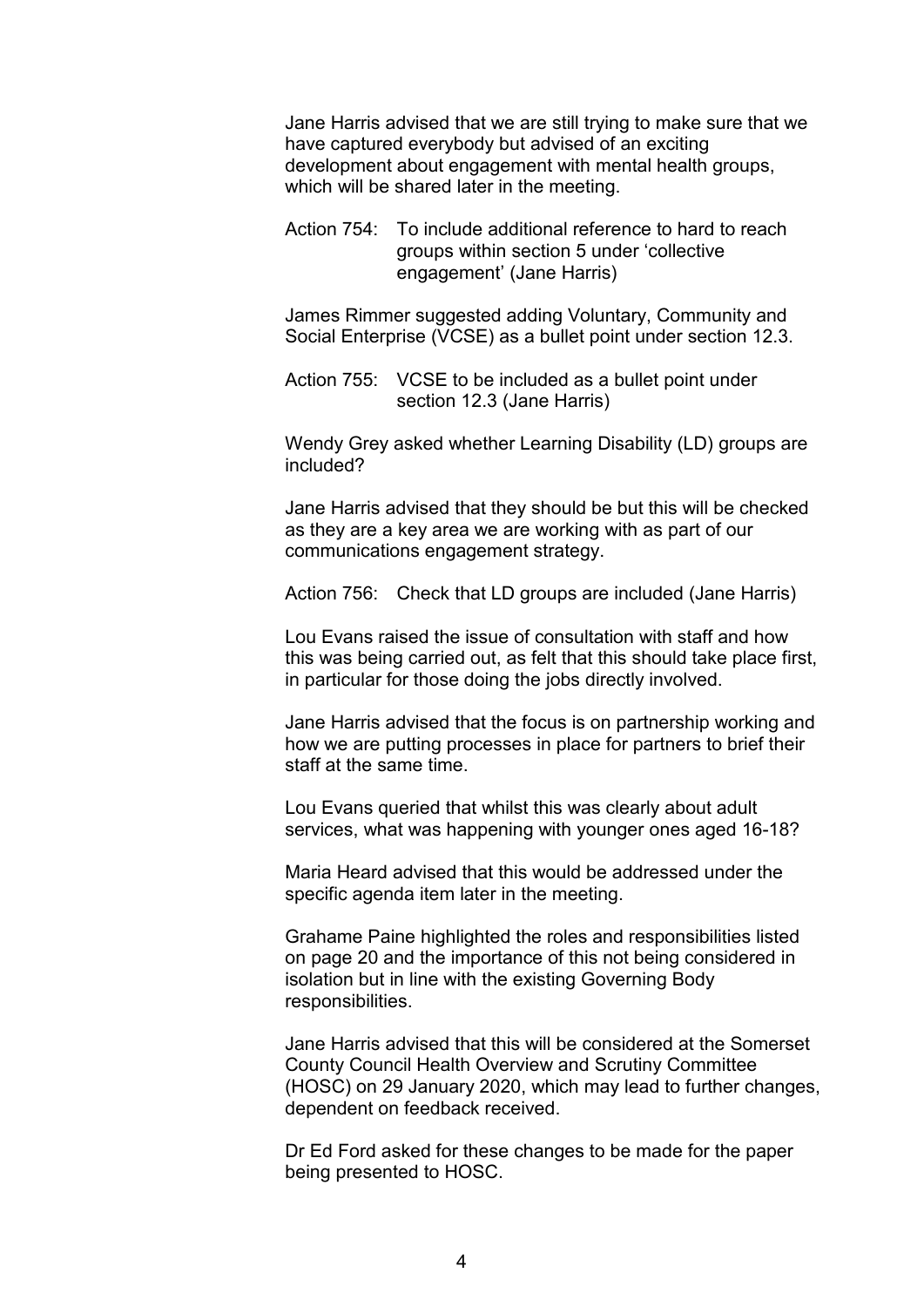Jane Harris advised that we are still trying to make sure that we have captured everybody but advised of an exciting development about engagement with mental health groups, which will be shared later in the meeting.

Action 754: To include additional reference to hard to reach groups within section 5 under 'collective engagement' (Jane Harris)

James Rimmer suggested adding Voluntary, Community and Social Enterprise (VCSE) as a bullet point under section 12.3.

Action 755: VCSE to be included as a bullet point under section 12.3 (Jane Harris)

Wendy Grey asked whether Learning Disability (LD) groups are included?

Jane Harris advised that they should be but this will be checked as they are a key area we are working with as part of our communications engagement strategy.

Action 756: Check that LD groups are included (Jane Harris)

Lou Evans raised the issue of consultation with staff and how this was being carried out, as felt that this should take place first, in particular for those doing the jobs directly involved.

Jane Harris advised that the focus is on partnership working and how we are putting processes in place for partners to brief their staff at the same time.

Lou Evans queried that whilst this was clearly about adult services, what was happening with younger ones aged 16-18?

Maria Heard advised that this would be addressed under the specific agenda item later in the meeting.

Grahame Paine highlighted the roles and responsibilities listed on page 20 and the importance of this not being considered in isolation but in line with the existing Governing Body responsibilities.

Jane Harris advised that this will be considered at the Somerset County Council Health Overview and Scrutiny Committee (HOSC) on 29 January 2020, which may lead to further changes, dependent on feedback received.

Dr Ed Ford asked for these changes to be made for the paper being presented to HOSC.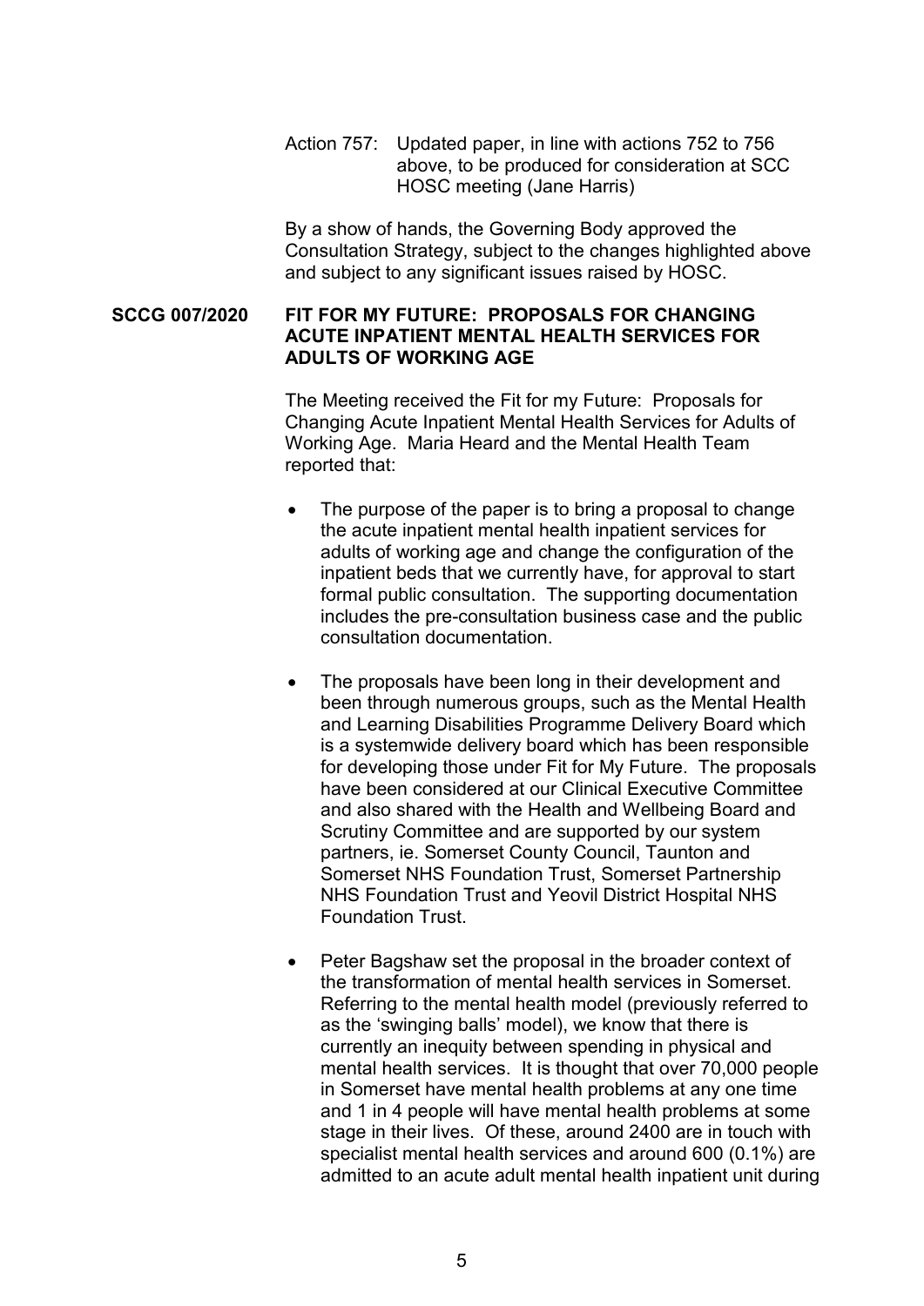Action 757: Updated paper, in line with actions 752 to 756 above, to be produced for consideration at SCC HOSC meeting (Jane Harris)

By a show of hands, the Governing Body approved the Consultation Strategy, subject to the changes highlighted above and subject to any significant issues raised by HOSC.

**SCCG 007/2020 FIT FOR MY FUTURE: PROPOSALS FOR CHANGING ACUTE INPATIENT MENTAL HEALTH SERVICES FOR ADULTS OF WORKING AGE**

The Meeting received the Fit for my Future: Proposals for Changing Acute Inpatient Mental Health Services for Adults of Working Age. Maria Heard and the Mental Health Team reported that:

- The purpose of the paper is to bring a proposal to change the acute inpatient mental health inpatient services for adults of working age and change the configuration of the inpatient beds that we currently have, for approval to start formal public consultation. The supporting documentation includes the pre-consultation business case and the public consultation documentation.

- The proposals have been long in their development and been through numerous groups, such as the Mental Health and Learning Disabilities Programme Delivery Board which is a systemwide delivery board which has been responsible for developing those under Fit for My Future. The proposals have been considered at our Clinical Executive Committee and also shared with the Health and Wellbeing Board and Scrutiny Committee and are supported by our system partners, ie. Somerset County Council, Taunton and Somerset NHS Foundation Trust, Somerset Partnership NHS Foundation Trust and Yeovil District Hospital NHS Foundation Trust.

- Peter Bagshaw set the proposal in the broader context of the transformation of mental health services in Somerset. Referring to the mental health model (previously referred to as the 'swinging balls' model), we know that there is currently an inequity between spending in physical and mental health services. It is thought that over 70,000 people in Somerset have mental health problems at any one time and 1 in 4 people will have mental health problems at some stage in their lives. Of these, around 2400 are in touch with specialist mental health services and around 600 (0.1%) are admitted to an acute adult mental health inpatient unit during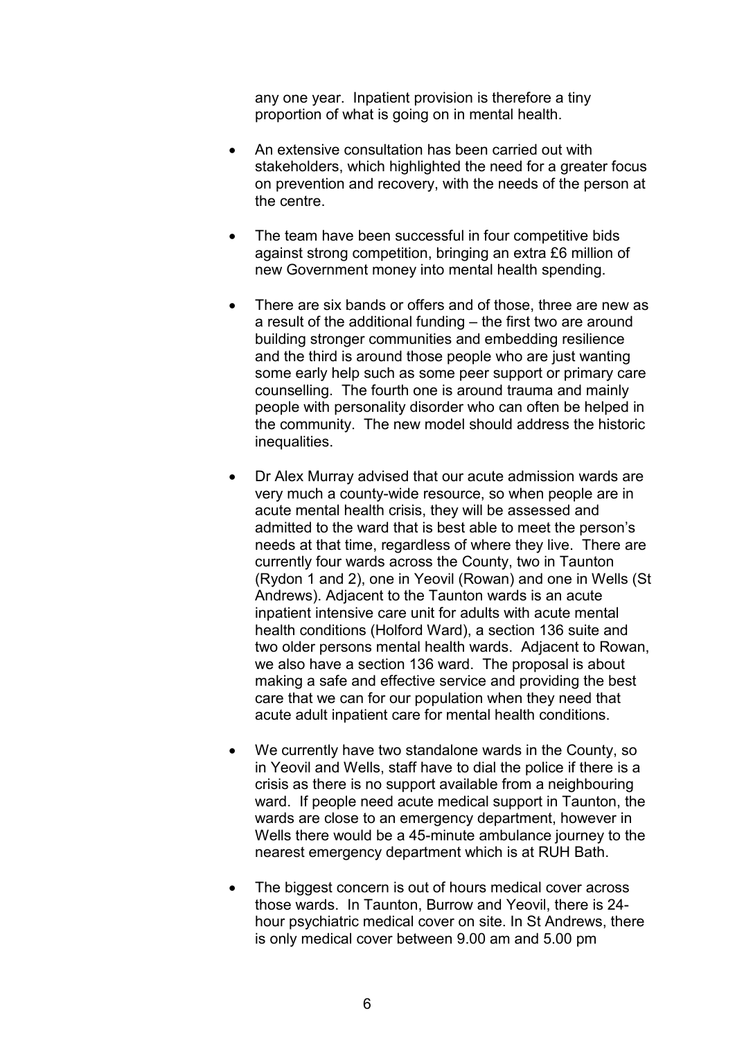any one year. Inpatient provision is therefore a tiny proportion of what is going on in mental health.

- An extensive consultation has been carried out with stakeholders, which highlighted the need for a greater focus on prevention and recovery, with the needs of the person at the centre.

- The team have been successful in four competitive bids against strong competition, bringing an extra £6 million of new Government money into mental health spending.

- There are six bands or offers and of those, three are new as a result of the additional funding – the first two are around building stronger communities and embedding resilience and the third is around those people who are just wanting some early help such as some peer support or primary care counselling. The fourth one is around trauma and mainly people with personality disorder who can often be helped in the community. The new model should address the historic inequalities.

- Dr Alex Murray advised that our acute admission wards are very much a county-wide resource, so when people are in acute mental health crisis, they will be assessed and admitted to the ward that is best able to meet the person's needs at that time, regardless of where they live. There are currently four wards across the County, two in Taunton (Rydon 1 and 2), one in Yeovil (Rowan) and one in Wells (St Andrews). Adjacent to the Taunton wards is an acute inpatient intensive care unit for adults with acute mental health conditions (Holford Ward), a section 136 suite and two older persons mental health wards. Adjacent to Rowan, we also have a section 136 ward. The proposal is about making a safe and effective service and providing the best care that we can for our population when they need that acute adult inpatient care for mental health conditions.

- We currently have two standalone wards in the County, so in Yeovil and Wells, staff have to dial the police if there is a crisis as there is no support available from a neighbouring ward. If people need acute medical support in Taunton, the wards are close to an emergency department, however in Wells there would be a 45-minute ambulance journey to the nearest emergency department which is at RUH Bath.

- The biggest concern is out of hours medical cover across those wards. In Taunton, Burrow and Yeovil, there is 24-hour psychiatric medical cover on site. In St Andrews, there is only medical cover between 9.00 am and 5.00 pm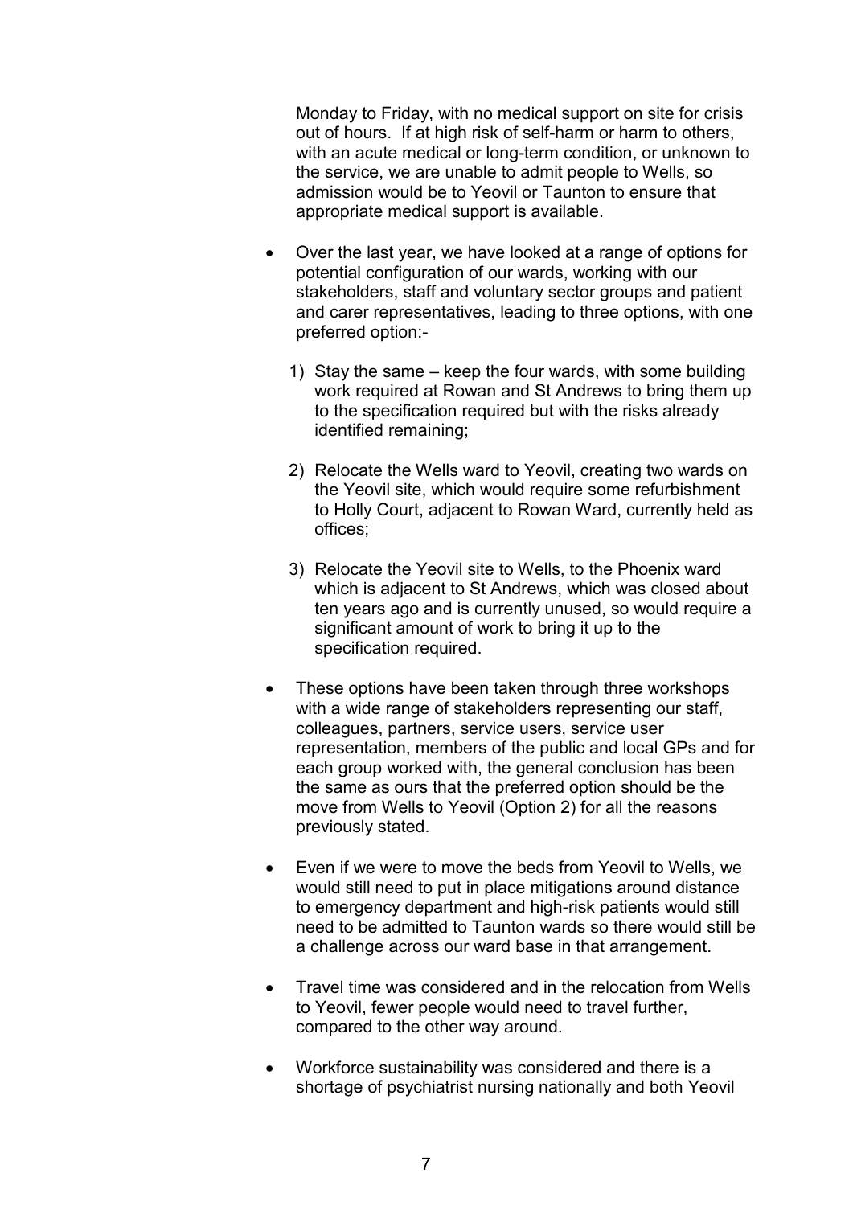Monday to Friday, with no medical support on site for crisis out of hours. If at high risk of self-harm or harm to others, with an acute medical or long-term condition, or unknown to the service, we are unable to admit people to Wells, so admission would be to Yeovil or Taunton to ensure that appropriate medical support is available.

- Over the last year, we have looked at a range of options for potential configuration of our wards, working with our stakeholders, staff and voluntary sector groups and patient and carer representatives, leading to three options, with one preferred option:-

  1) Stay the same – keep the four wards, with some building work required at Rowan and St Andrews to bring them up to the specification required but with the risks already identified remaining;

  2) Relocate the Wells ward to Yeovil, creating two wards on the Yeovil site, which would require some refurbishment to Holly Court, adjacent to Rowan Ward, currently held as offices;

  3) Relocate the Yeovil site to Wells, to the Phoenix ward which is adjacent to St Andrews, which was closed about ten years ago and is currently unused, so would require a significant amount of work to bring it up to the specification required.

- These options have been taken through three workshops with a wide range of stakeholders representing our staff, colleagues, partners, service users, service user representation, members of the public and local GPs and for each group worked with, the general conclusion has been the same as ours that the preferred option should be the move from Wells to Yeovil (Option 2) for all the reasons previously stated.

- Even if we were to move the beds from Yeovil to Wells, we would still need to put in place mitigations around distance to emergency department and high-risk patients would still need to be admitted to Taunton wards so there would still be a challenge across our ward base in that arrangement.

- Travel time was considered and in the relocation from Wells to Yeovil, fewer people would need to travel further, compared to the other way around.

- Workforce sustainability was considered and there is a shortage of psychiatrist nursing nationally and both Yeovil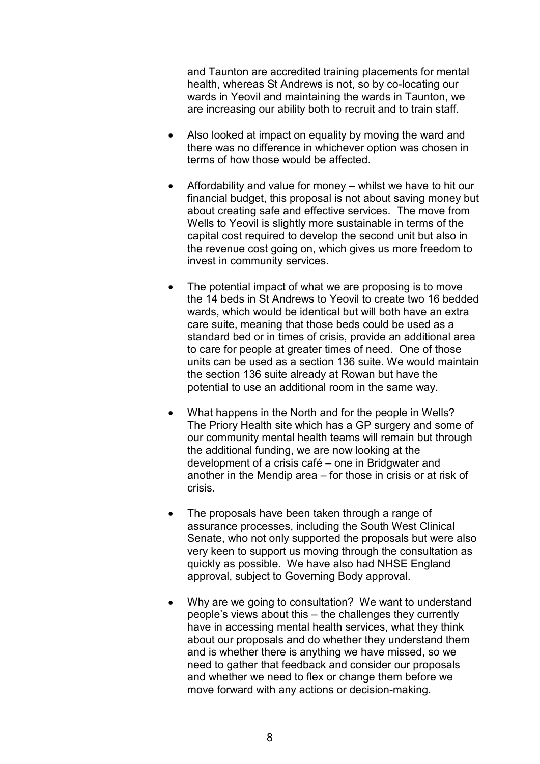and Taunton are accredited training placements for mental health, whereas St Andrews is not, so by co-locating our wards in Yeovil and maintaining the wards in Taunton, we are increasing our ability both to recruit and to train staff.

- Also looked at impact on equality by moving the ward and there was no difference in whichever option was chosen in terms of how those would be affected.

- Affordability and value for money – whilst we have to hit our financial budget, this proposal is not about saving money but about creating safe and effective services. The move from Wells to Yeovil is slightly more sustainable in terms of the capital cost required to develop the second unit but also in the revenue cost going on, which gives us more freedom to invest in community services.

- The potential impact of what we are proposing is to move the 14 beds in St Andrews to Yeovil to create two 16 bedded wards, which would be identical but will both have an extra care suite, meaning that those beds could be used as a standard bed or in times of crisis, provide an additional area to care for people at greater times of need. One of those units can be used as a section 136 suite. We would maintain the section 136 suite already at Rowan but have the potential to use an additional room in the same way.

- What happens in the North and for the people in Wells? The Priory Health site which has a GP surgery and some of our community mental health teams will remain but through the additional funding, we are now looking at the development of a crisis café – one in Bridgwater and another in the Mendip area – for those in crisis or at risk of crisis.

- The proposals have been taken through a range of assurance processes, including the South West Clinical Senate, who not only supported the proposals but were also very keen to support us moving through the consultation as quickly as possible. We have also had NHSE England approval, subject to Governing Body approval.

- Why are we going to consultation? We want to understand people's views about this – the challenges they currently have in accessing mental health services, what they think about our proposals and do whether they understand them and is whether there is anything we have missed, so we need to gather that feedback and consider our proposals and whether we need to flex or change them before we move forward with any actions or decision-making.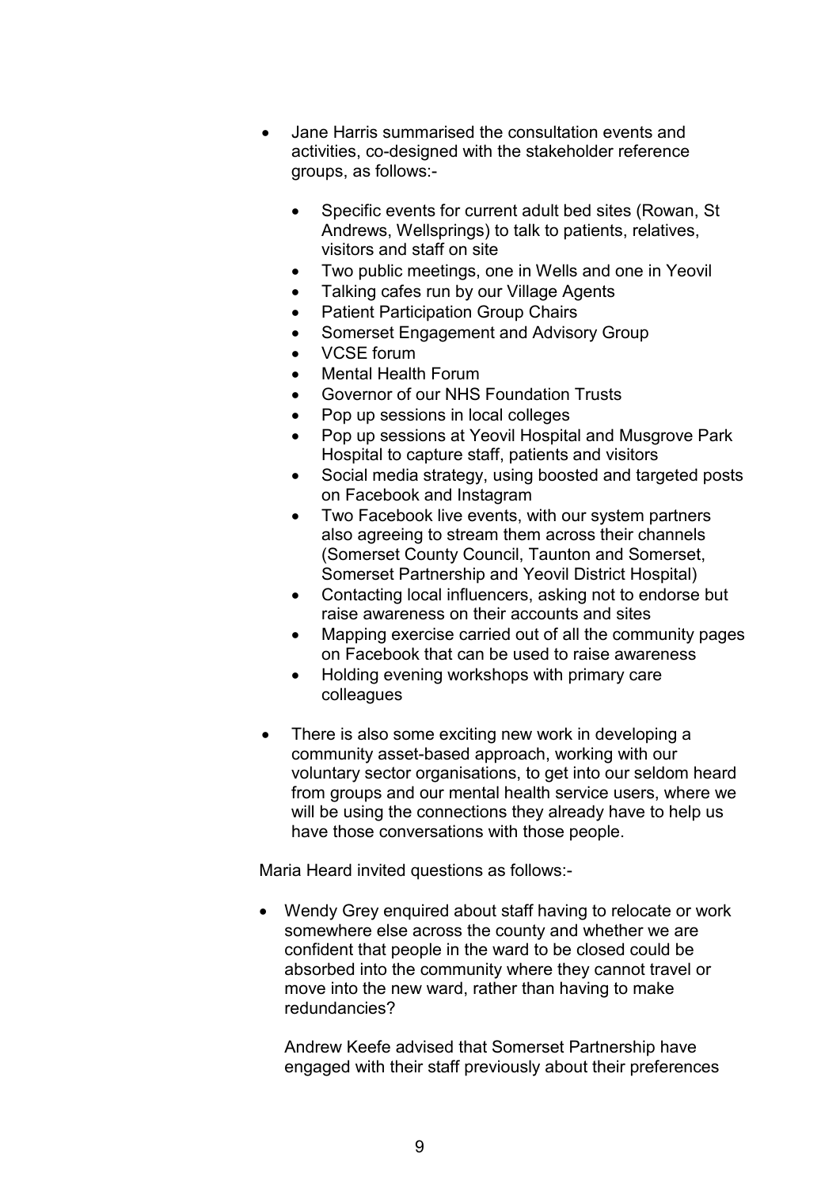- Jane Harris summarised the consultation events and activities, co-designed with the stakeholder reference groups, as follows:-

  - Specific events for current adult bed sites (Rowan, St Andrews, Wellsprings) to talk to patients, relatives, visitors and staff on site
  - Two public meetings, one in Wells and one in Yeovil
  - Talking cafes run by our Village Agents
  - Patient Participation Group Chairs
  - Somerset Engagement and Advisory Group
  - VCSE forum
  - Mental Health Forum
  - Governor of our NHS Foundation Trusts
  - Pop up sessions in local colleges
  - Pop up sessions at Yeovil Hospital and Musgrove Park Hospital to capture staff, patients and visitors
  - Social media strategy, using boosted and targeted posts on Facebook and Instagram
  - Two Facebook live events, with our system partners also agreeing to stream them across their channels (Somerset County Council, Taunton and Somerset, Somerset Partnership and Yeovil District Hospital)
  - Contacting local influencers, asking not to endorse but raise awareness on their accounts and sites
  - Mapping exercise carried out of all the community pages on Facebook that can be used to raise awareness
  - Holding evening workshops with primary care colleagues

- There is also some exciting new work in developing a community asset-based approach, working with our voluntary sector organisations, to get into our seldom heard from groups and our mental health service users, where we will be using the connections they already have to help us have those conversations with those people.

Maria Heard invited questions as follows:-

- Wendy Grey enquired about staff having to relocate or work somewhere else across the county and whether we are confident that people in the ward to be closed could be absorbed into the community where they cannot travel or move into the new ward, rather than having to make redundancies?

  Andrew Keefe advised that Somerset Partnership have engaged with their staff previously about their preferences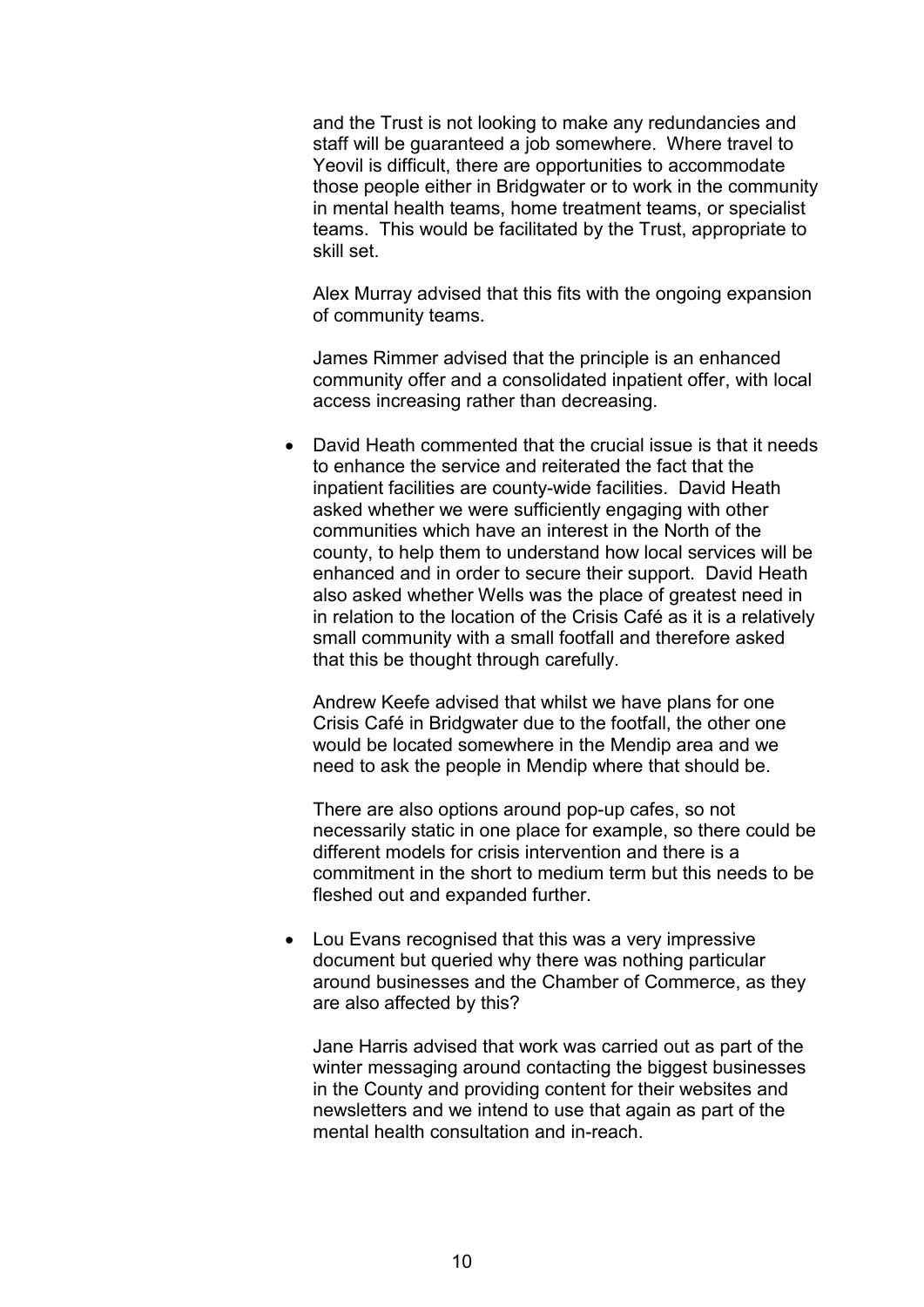and the Trust is not looking to make any redundancies and staff will be guaranteed a job somewhere. Where travel to Yeovil is difficult, there are opportunities to accommodate those people either in Bridgwater or to work in the community in mental health teams, home treatment teams, or specialist teams. This would be facilitated by the Trust, appropriate to skill set.

Alex Murray advised that this fits with the ongoing expansion of community teams.

James Rimmer advised that the principle is an enhanced community offer and a consolidated inpatient offer, with local access increasing rather than decreasing.

- David Heath commented that the crucial issue is that it needs to enhance the service and reiterated the fact that the inpatient facilities are county-wide facilities. David Heath asked whether we were sufficiently engaging with other communities which have an interest in the North of the county, to help them to understand how local services will be enhanced and in order to secure their support. David Heath also asked whether Wells was the place of greatest need in in relation to the location of the Crisis Café as it is a relatively small community with a small footfall and therefore asked that this be thought through carefully.

  Andrew Keefe advised that whilst we have plans for one Crisis Café in Bridgwater due to the footfall, the other one would be located somewhere in the Mendip area and we need to ask the people in Mendip where that should be.

  There are also options around pop-up cafes, so not necessarily static in one place for example, so there could be different models for crisis intervention and there is a commitment in the short to medium term but this needs to be fleshed out and expanded further.

- Lou Evans recognised that this was a very impressive document but queried why there was nothing particular around businesses and the Chamber of Commerce, as they are also affected by this?

  Jane Harris advised that work was carried out as part of the winter messaging around contacting the biggest businesses in the County and providing content for their websites and newsletters and we intend to use that again as part of the mental health consultation and in-reach.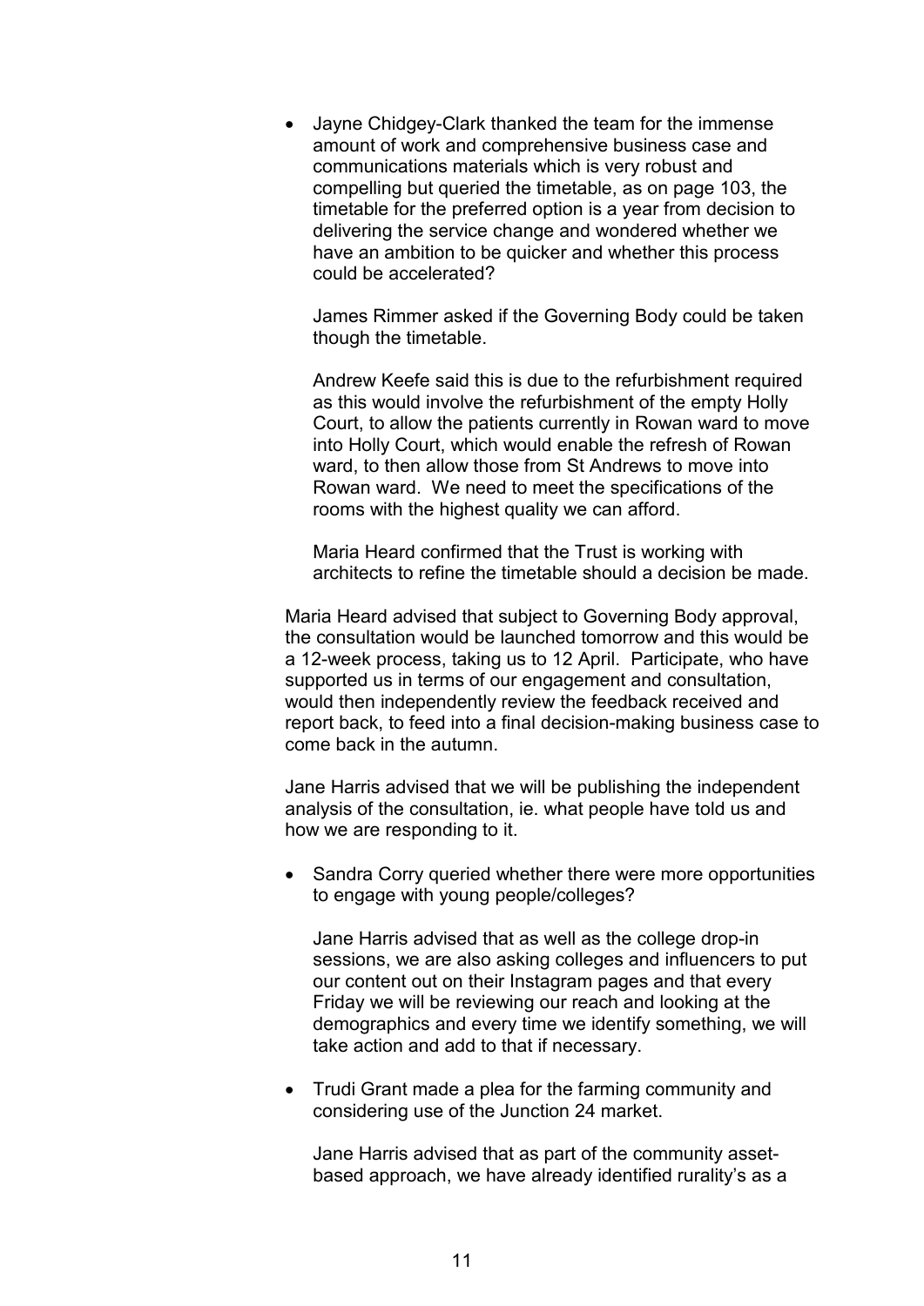- Jayne Chidgey-Clark thanked the team for the immense amount of work and comprehensive business case and communications materials which is very robust and compelling but queried the timetable, as on page 103, the timetable for the preferred option is a year from decision to delivering the service change and wondered whether we have an ambition to be quicker and whether this process could be accelerated?

  James Rimmer asked if the Governing Body could be taken though the timetable.

  Andrew Keefe said this is due to the refurbishment required as this would involve the refurbishment of the empty Holly Court, to allow the patients currently in Rowan ward to move into Holly Court, which would enable the refresh of Rowan ward, to then allow those from St Andrews to move into Rowan ward. We need to meet the specifications of the rooms with the highest quality we can afford.

  Maria Heard confirmed that the Trust is working with architects to refine the timetable should a decision be made.

Maria Heard advised that subject to Governing Body approval, the consultation would be launched tomorrow and this would be a 12-week process, taking us to 12 April. Participate, who have supported us in terms of our engagement and consultation, would then independently review the feedback received and report back, to feed into a final decision-making business case to come back in the autumn.

Jane Harris advised that we will be publishing the independent analysis of the consultation, ie. what people have told us and how we are responding to it.

- Sandra Corry queried whether there were more opportunities to engage with young people/colleges?

  Jane Harris advised that as well as the college drop-in sessions, we are also asking colleges and influencers to put our content out on their Instagram pages and that every Friday we will be reviewing our reach and looking at the demographics and every time we identify something, we will take action and add to that if necessary.

- Trudi Grant made a plea for the farming community and considering use of the Junction 24 market.

  Jane Harris advised that as part of the community asset-based approach, we have already identified rurality's as a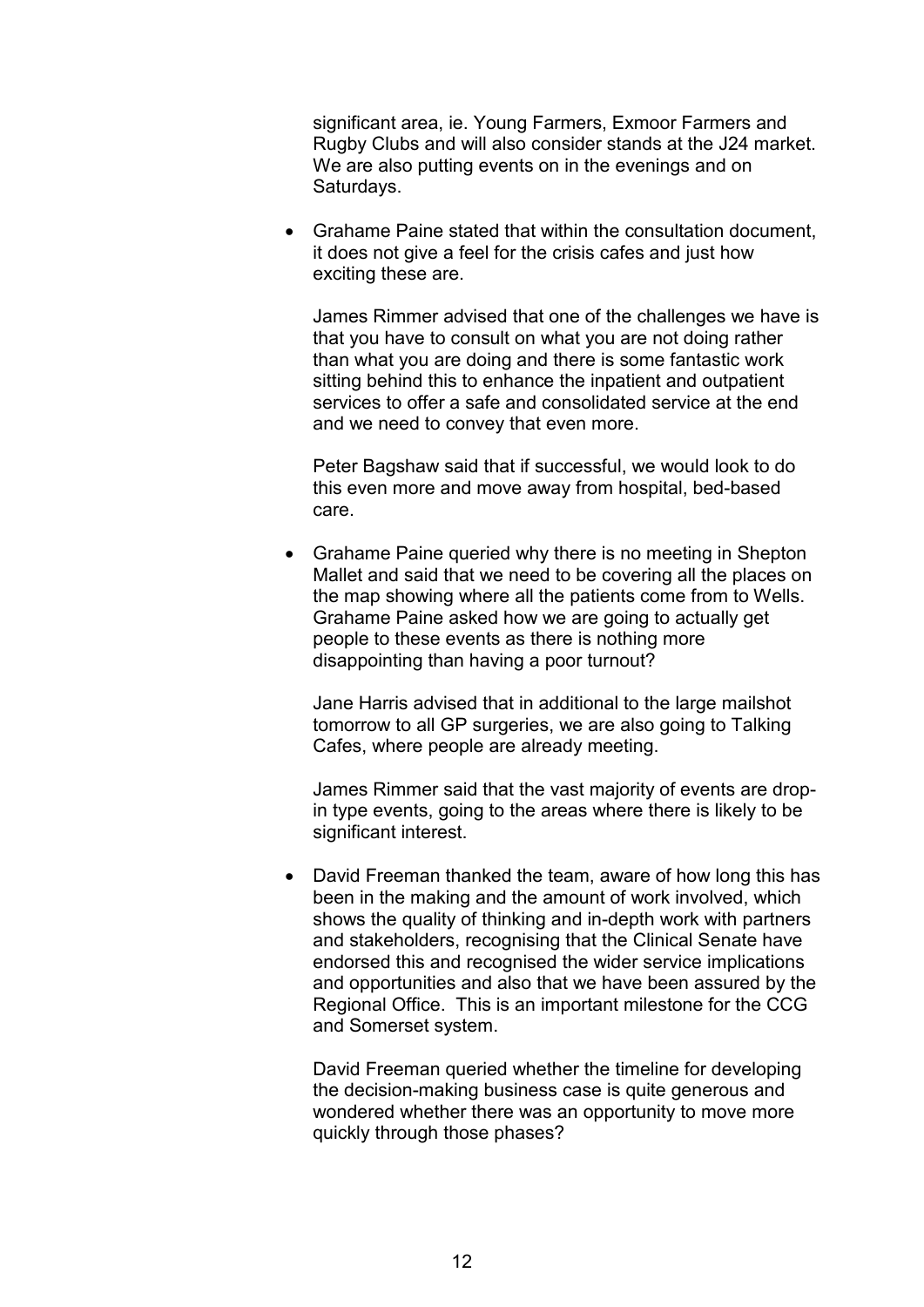significant area, ie. Young Farmers, Exmoor Farmers and Rugby Clubs and will also consider stands at the J24 market. We are also putting events on in the evenings and on Saturdays.

- Grahame Paine stated that within the consultation document, it does not give a feel for the crisis cafes and just how exciting these are.

  James Rimmer advised that one of the challenges we have is that you have to consult on what you are not doing rather than what you are doing and there is some fantastic work sitting behind this to enhance the inpatient and outpatient services to offer a safe and consolidated service at the end and we need to convey that even more.

  Peter Bagshaw said that if successful, we would look to do this even more and move away from hospital, bed-based care.

- Grahame Paine queried why there is no meeting in Shepton Mallet and said that we need to be covering all the places on the map showing where all the patients come from to Wells. Grahame Paine asked how we are going to actually get people to these events as there is nothing more disappointing than having a poor turnout?

  Jane Harris advised that in additional to the large mailshot tomorrow to all GP surgeries, we are also going to Talking Cafes, where people are already meeting.

  James Rimmer said that the vast majority of events are drop-in type events, going to the areas where there is likely to be significant interest.

- David Freeman thanked the team, aware of how long this has been in the making and the amount of work involved, which shows the quality of thinking and in-depth work with partners and stakeholders, recognising that the Clinical Senate have endorsed this and recognised the wider service implications and opportunities and also that we have been assured by the Regional Office. This is an important milestone for the CCG and Somerset system.

  David Freeman queried whether the timeline for developing the decision-making business case is quite generous and wondered whether there was an opportunity to move more quickly through those phases?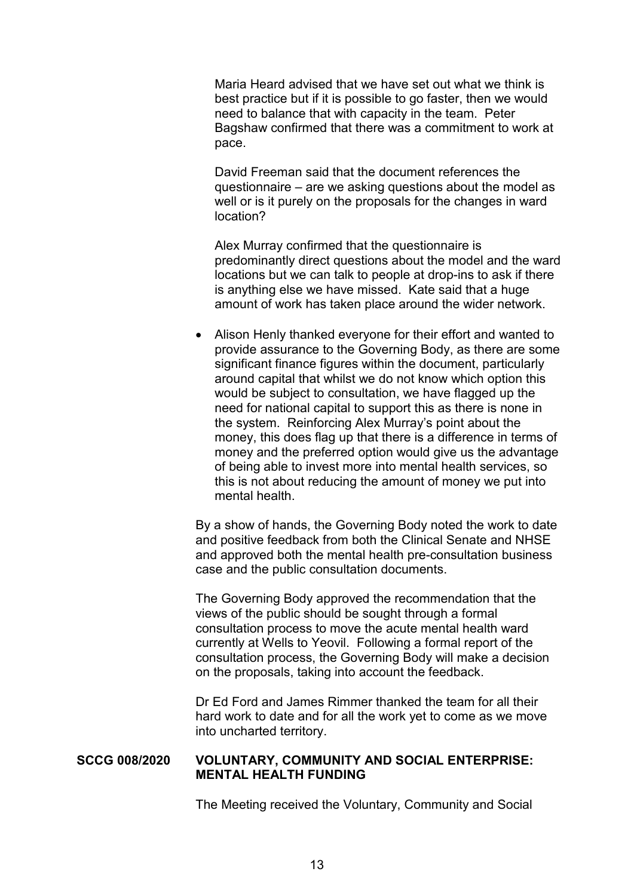Maria Heard advised that we have set out what we think is best practice but if it is possible to go faster, then we would need to balance that with capacity in the team. Peter Bagshaw confirmed that there was a commitment to work at pace.

David Freeman said that the document references the questionnaire – are we asking questions about the model as well or is it purely on the proposals for the changes in ward location?

Alex Murray confirmed that the questionnaire is predominantly direct questions about the model and the ward locations but we can talk to people at drop-ins to ask if there is anything else we have missed. Kate said that a huge amount of work has taken place around the wider network.

- Alison Henly thanked everyone for their effort and wanted to provide assurance to the Governing Body, as there are some significant finance figures within the document, particularly around capital that whilst we do not know which option this would be subject to consultation, we have flagged up the need for national capital to support this as there is none in the system. Reinforcing Alex Murray's point about the money, this does flag up that there is a difference in terms of money and the preferred option would give us the advantage of being able to invest more into mental health services, so this is not about reducing the amount of money we put into mental health.

By a show of hands, the Governing Body noted the work to date and positive feedback from both the Clinical Senate and NHSE and approved both the mental health pre-consultation business case and the public consultation documents.

The Governing Body approved the recommendation that the views of the public should be sought through a formal consultation process to move the acute mental health ward currently at Wells to Yeovil. Following a formal report of the consultation process, the Governing Body will make a decision on the proposals, taking into account the feedback.

Dr Ed Ford and James Rimmer thanked the team for all their hard work to date and for all the work yet to come as we move into uncharted territory.

**SCCG 008/2020 VOLUNTARY, COMMUNITY AND SOCIAL ENTERPRISE: MENTAL HEALTH FUNDING**

The Meeting received the Voluntary, Community and Social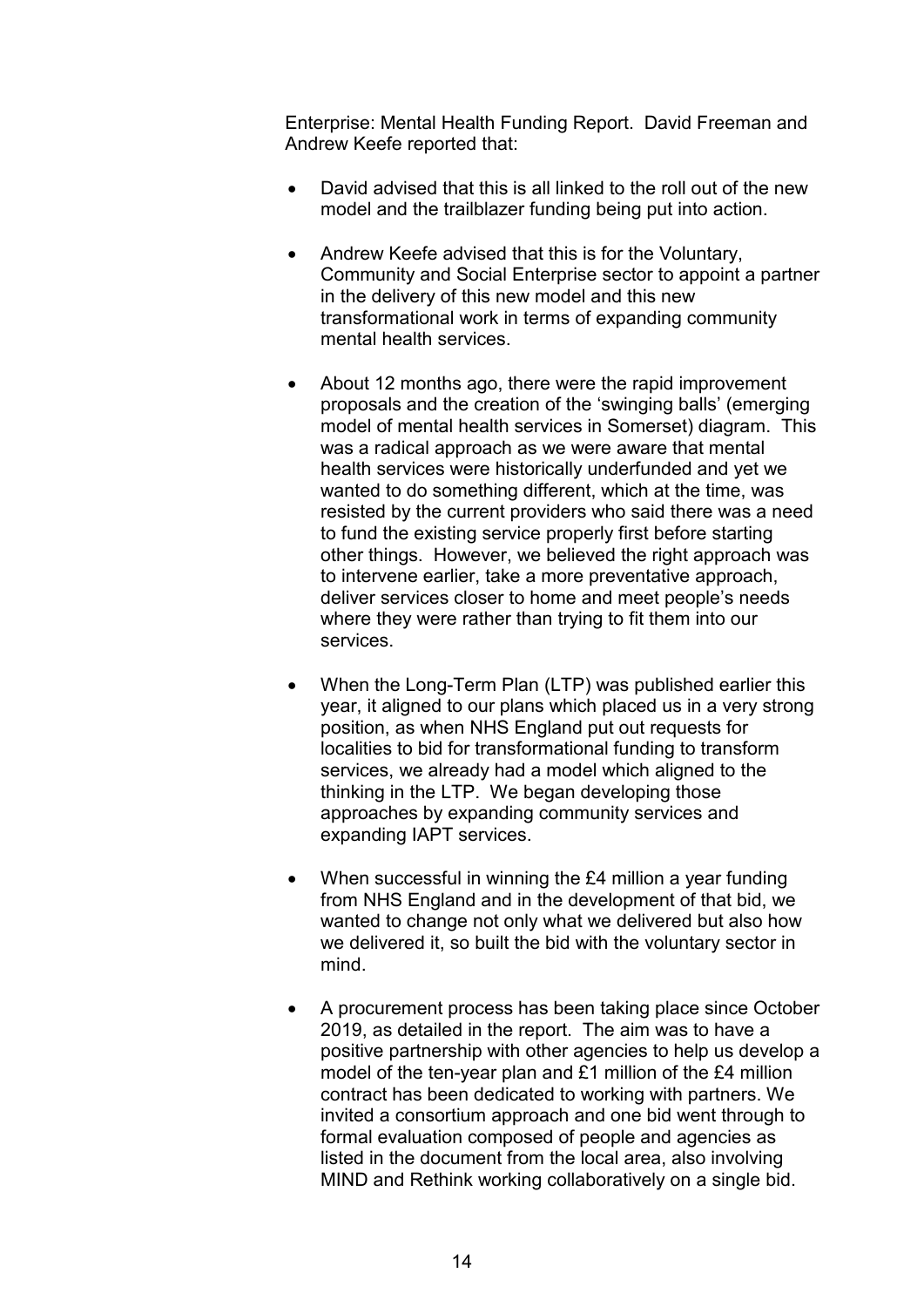Enterprise: Mental Health Funding Report. David Freeman and Andrew Keefe reported that:

- David advised that this is all linked to the roll out of the new model and the trailblazer funding being put into action.

- Andrew Keefe advised that this is for the Voluntary, Community and Social Enterprise sector to appoint a partner in the delivery of this new model and this new transformational work in terms of expanding community mental health services.

- About 12 months ago, there were the rapid improvement proposals and the creation of the 'swinging balls' (emerging model of mental health services in Somerset) diagram. This was a radical approach as we were aware that mental health services were historically underfunded and yet we wanted to do something different, which at the time, was resisted by the current providers who said there was a need to fund the existing service properly first before starting other things. However, we believed the right approach was to intervene earlier, take a more preventative approach, deliver services closer to home and meet people's needs where they were rather than trying to fit them into our services.

- When the Long-Term Plan (LTP) was published earlier this year, it aligned to our plans which placed us in a very strong position, as when NHS England put out requests for localities to bid for transformational funding to transform services, we already had a model which aligned to the thinking in the LTP. We began developing those approaches by expanding community services and expanding IAPT services.

- When successful in winning the £4 million a year funding from NHS England and in the development of that bid, we wanted to change not only what we delivered but also how we delivered it, so built the bid with the voluntary sector in mind.

- A procurement process has been taking place since October 2019, as detailed in the report. The aim was to have a positive partnership with other agencies to help us develop a model of the ten-year plan and £1 million of the £4 million contract has been dedicated to working with partners. We invited a consortium approach and one bid went through to formal evaluation composed of people and agencies as listed in the document from the local area, also involving MIND and Rethink working collaboratively on a single bid.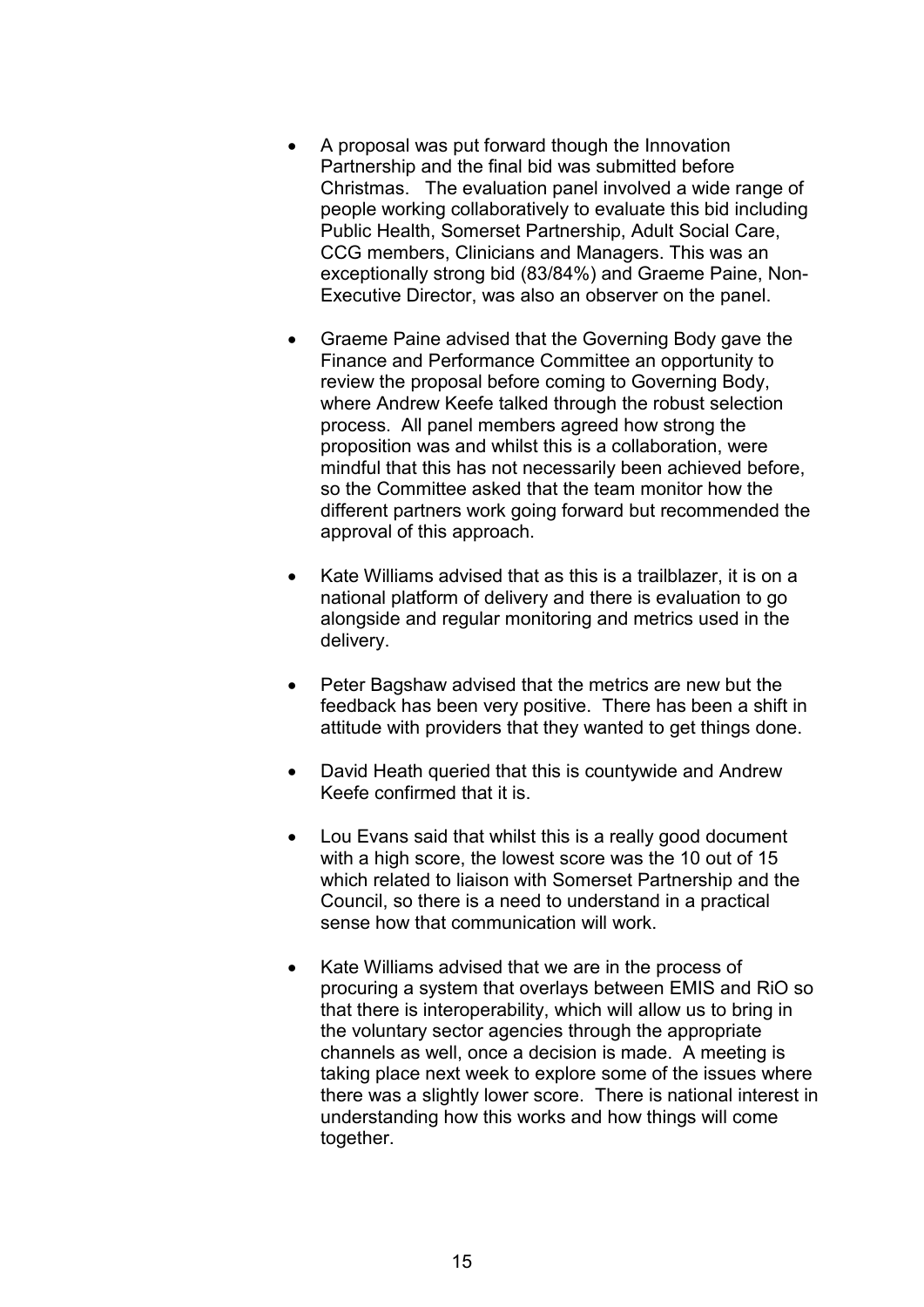- A proposal was put forward though the Innovation Partnership and the final bid was submitted before Christmas. The evaluation panel involved a wide range of people working collaboratively to evaluate this bid including Public Health, Somerset Partnership, Adult Social Care, CCG members, Clinicians and Managers. This was an exceptionally strong bid (83/84%) and Graeme Paine, Non-Executive Director, was also an observer on the panel.

- Graeme Paine advised that the Governing Body gave the Finance and Performance Committee an opportunity to review the proposal before coming to Governing Body, where Andrew Keefe talked through the robust selection process. All panel members agreed how strong the proposition was and whilst this is a collaboration, were mindful that this has not necessarily been achieved before, so the Committee asked that the team monitor how the different partners work going forward but recommended the approval of this approach.

- Kate Williams advised that as this is a trailblazer, it is on a national platform of delivery and there is evaluation to go alongside and regular monitoring and metrics used in the delivery.

- Peter Bagshaw advised that the metrics are new but the feedback has been very positive. There has been a shift in attitude with providers that they wanted to get things done.

- David Heath queried that this is countywide and Andrew Keefe confirmed that it is.

- Lou Evans said that whilst this is a really good document with a high score, the lowest score was the 10 out of 15 which related to liaison with Somerset Partnership and the Council, so there is a need to understand in a practical sense how that communication will work.

- Kate Williams advised that we are in the process of procuring a system that overlays between EMIS and RiO so that there is interoperability, which will allow us to bring in the voluntary sector agencies through the appropriate channels as well, once a decision is made. A meeting is taking place next week to explore some of the issues where there was a slightly lower score. There is national interest in understanding how this works and how things will come together.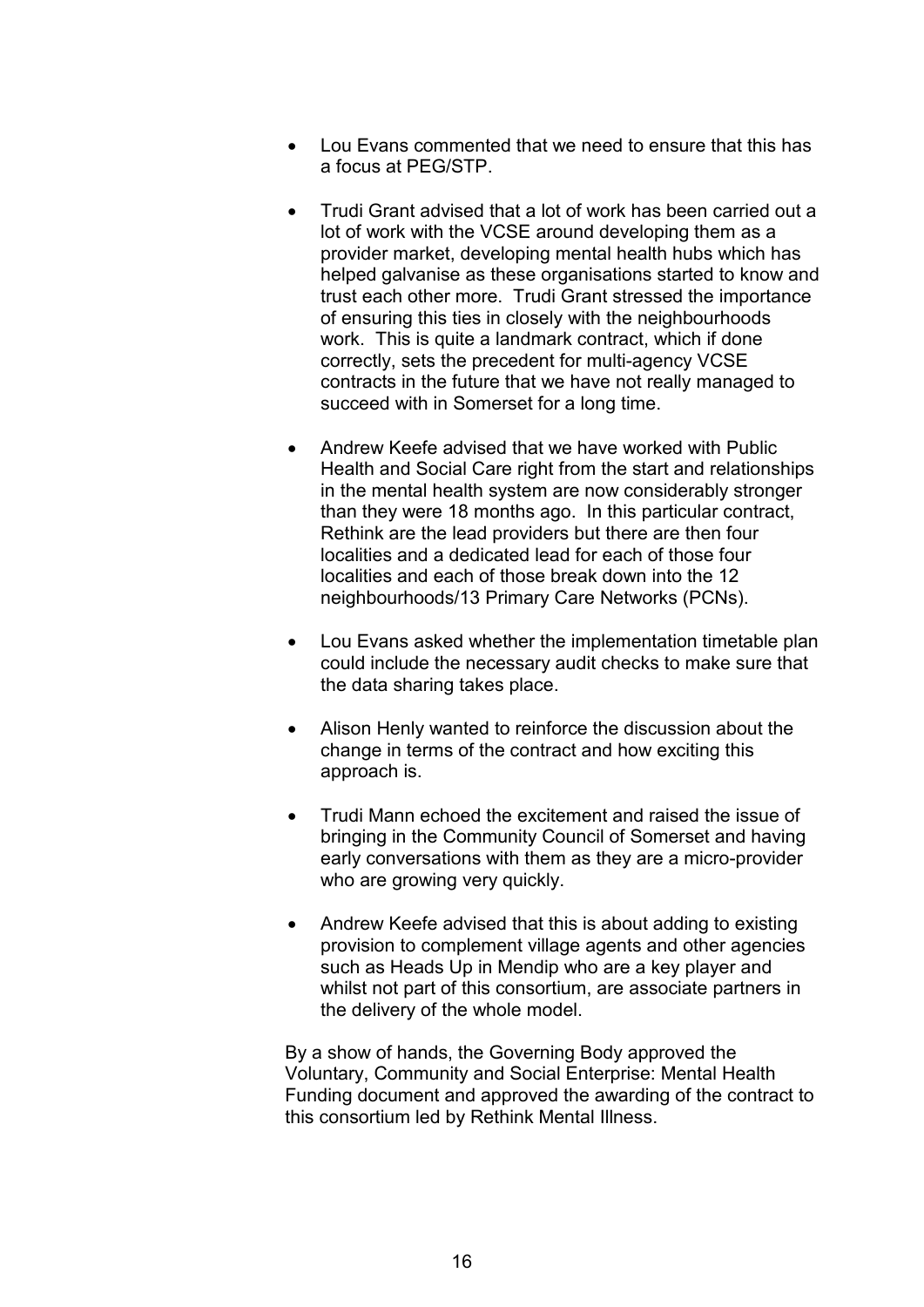- Lou Evans commented that we need to ensure that this has a focus at PEG/STP.

- Trudi Grant advised that a lot of work has been carried out a lot of work with the VCSE around developing them as a provider market, developing mental health hubs which has helped galvanise as these organisations started to know and trust each other more. Trudi Grant stressed the importance of ensuring this ties in closely with the neighbourhoods work. This is quite a landmark contract, which if done correctly, sets the precedent for multi-agency VCSE contracts in the future that we have not really managed to succeed with in Somerset for a long time.

- Andrew Keefe advised that we have worked with Public Health and Social Care right from the start and relationships in the mental health system are now considerably stronger than they were 18 months ago. In this particular contract, Rethink are the lead providers but there are then four localities and a dedicated lead for each of those four localities and each of those break down into the 12 neighbourhoods/13 Primary Care Networks (PCNs).

- Lou Evans asked whether the implementation timetable plan could include the necessary audit checks to make sure that the data sharing takes place.

- Alison Henly wanted to reinforce the discussion about the change in terms of the contract and how exciting this approach is.

- Trudi Mann echoed the excitement and raised the issue of bringing in the Community Council of Somerset and having early conversations with them as they are a micro-provider who are growing very quickly.

- Andrew Keefe advised that this is about adding to existing provision to complement village agents and other agencies such as Heads Up in Mendip who are a key player and whilst not part of this consortium, are associate partners in the delivery of the whole model.

By a show of hands, the Governing Body approved the Voluntary, Community and Social Enterprise: Mental Health Funding document and approved the awarding of the contract to this consortium led by Rethink Mental Illness.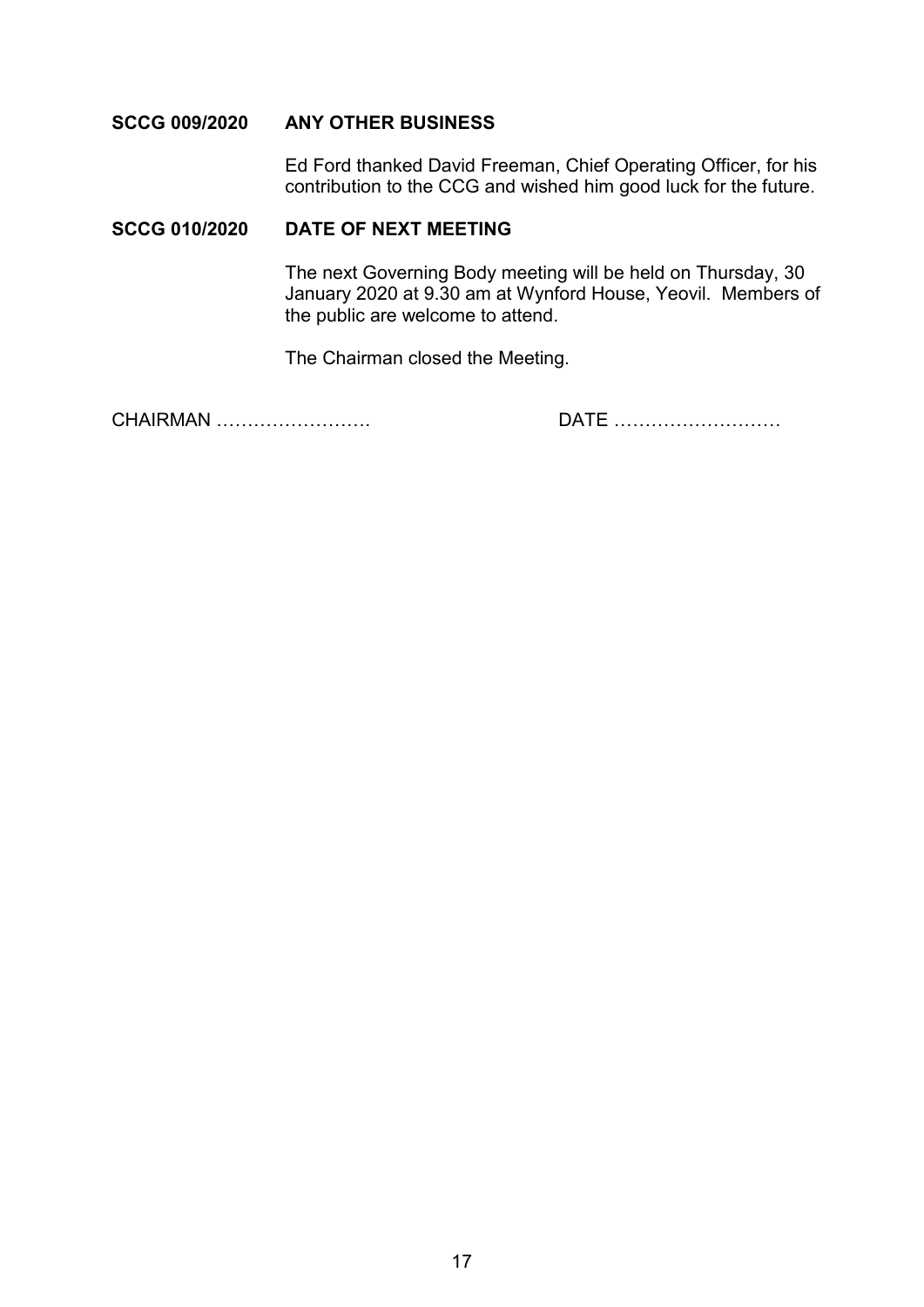**SCCG 009/2020 ANY OTHER BUSINESS**

Ed Ford thanked David Freeman, Chief Operating Officer, for his contribution to the CCG and wished him good luck for the future.

**SCCG 010/2020 DATE OF NEXT MEETING**

The next Governing Body meeting will be held on Thursday, 30 January 2020 at 9.30 am at Wynford House, Yeovil. Members of the public are welcome to attend.

The Chairman closed the Meeting.

CHAIRMAN ……………………. DATE ………………………